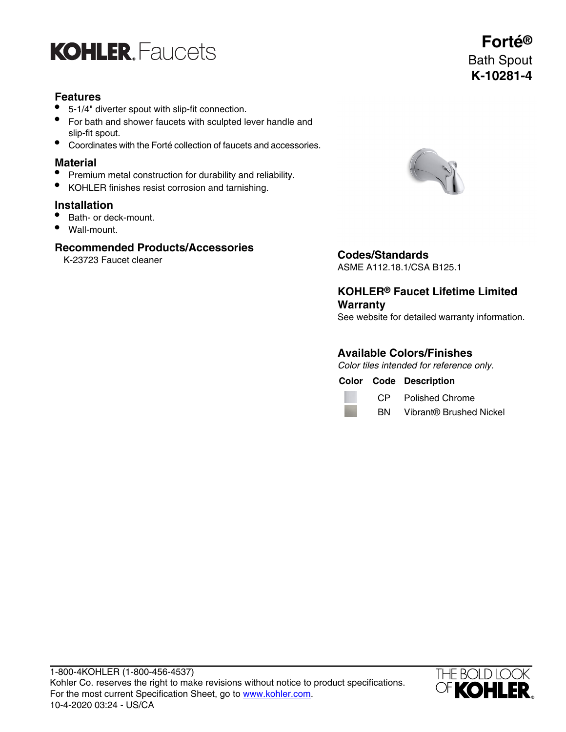KOHLER. Faucets

# Forté®

Bath Spout

**K-10281-4**

## Features

- 5-1/4" diverter spout with slip-fit connection.
- For bath and shower faucets with sculpted lever handle and slip-fit spout.
- Coordinates with the Forté collection of faucets and accessories.

## Material

- Premium metal construction for durability and reliability.
- KOHLER finishes resist corrosion and tarnishing.

## Installation

- Bath- or deck-mount.
- Wall-mount.

## Recommended Products/Accessories

K-23723 Faucet cleaner

## Codes/Standards

ASME A112.18.1/CSA B125.1

## KOHLER® Faucet Lifetime Limited Warranty

See website for detailed warranty information.

## Available Colors/Finishes

*Color tiles intended for reference only.*

| Color | Code | Description |
| --- | --- | --- |
| | CP | Polished Chrome |
| | BN | Vibrant® Brushed Nickel |

1-800-4KOHLER (1-800-456-4537)
Kohler Co. reserves the right to make revisions without notice to product specifications.
For the most current Specification Sheet, go to www.kohler.com.
10-4-2020 03:24 - US/CA

THE BOLD LOOK OF KOHLER.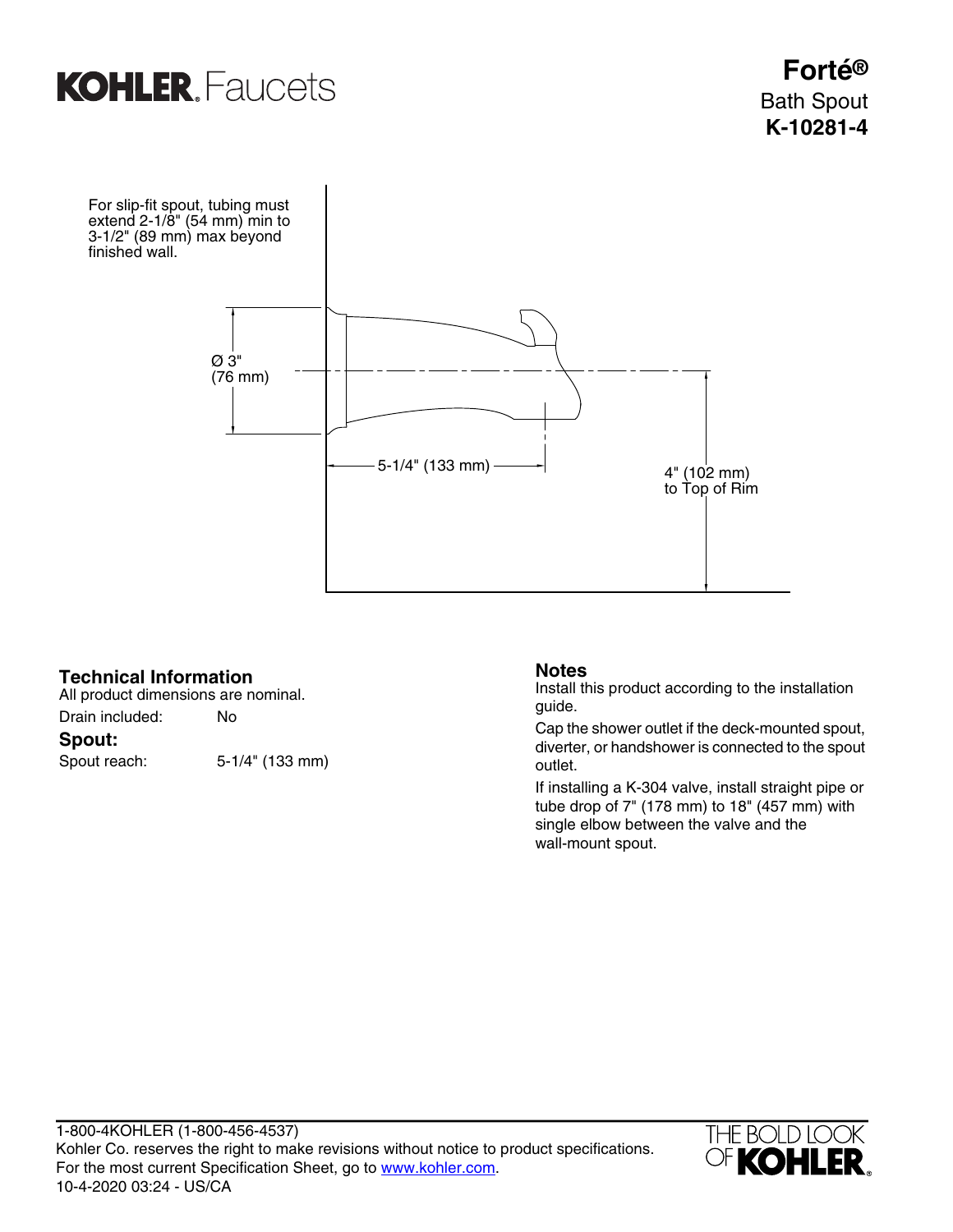# KOHLER Faucets

**Forté®**
Bath Spout
**K-10281-4**

For slip-fit spout, tubing must extend 2-1/8" (54 mm) min to 3-1/2" (89 mm) max beyond finished wall.

Ø 3"
(76 mm)

5-1/4" (133 mm)

4" (102 mm)
to Top of Rim

## Technical Information

All product dimensions are nominal.

| | |
|---|---|
| Drain included: | No |

### Spout:

| | |
|---|---|
| Spout reach: | 5-1/4" (133 mm) |

## Notes

Install this product according to the installation guide.

Cap the shower outlet if the deck-mounted spout, diverter, or handshower is connected to the spout outlet.

If installing a K-304 valve, install straight pipe or tube drop of 7" (178 mm) to 18" (457 mm) with single elbow between the valve and the wall-mount spout.

1-800-4KOHLER (1-800-456-4537)
Kohler Co. reserves the right to make revisions without notice to product specifications.
For the most current Specification Sheet, go to www.kohler.com.
10-4-2020 03:24 - US/CA

THE BOLD LOOK OF KOHLER.